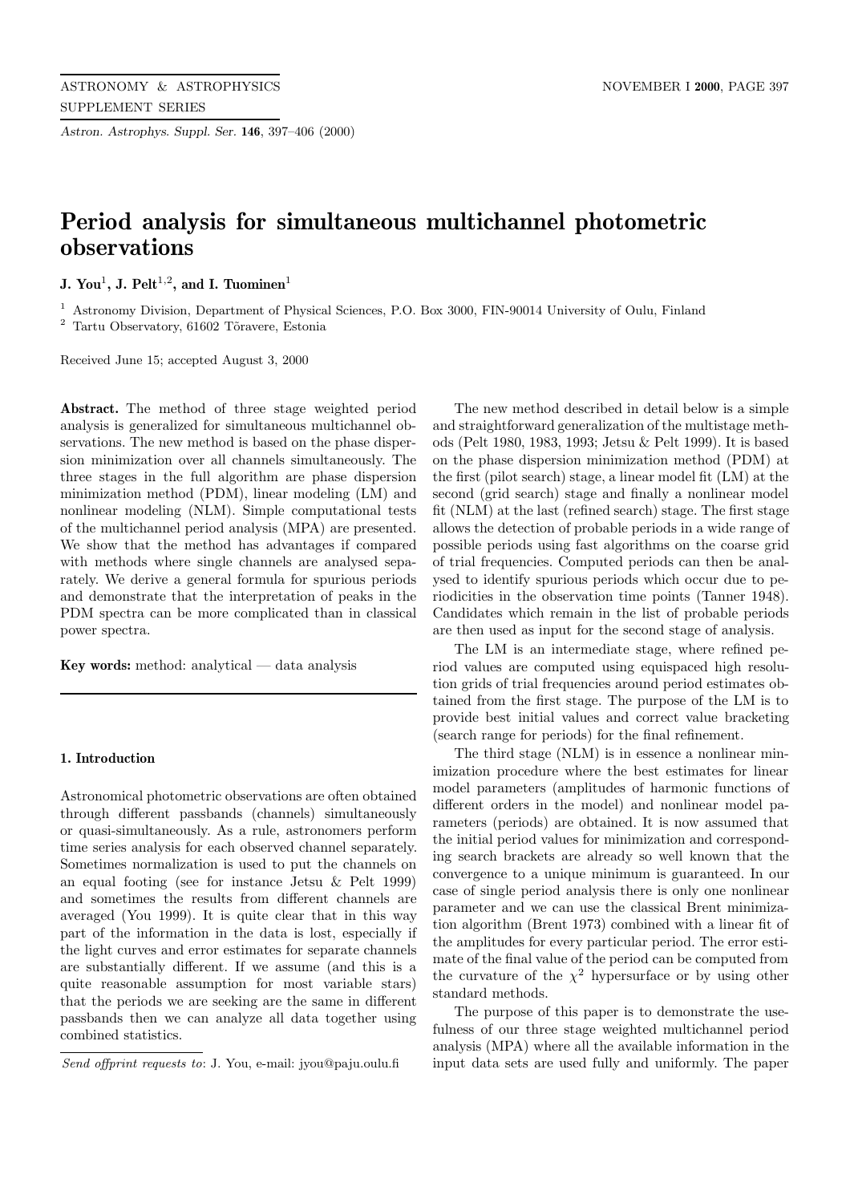# Period analysis for simultaneous multichannel photometric observations

**J. You[1], J. Pelt[1,2], and I. Tuominen[1]**

[1] Astronomy Division, Department of Physical Sciences, P.O. Box 3000, FIN-90014 University of Oulu, Finland
[2] Tartu Observatory, 61602 Tõravere, Estonia

Received June 15; accepted August 3, 2000

**Abstract.** The method of three stage weighted period analysis is generalized for simultaneous multichannel observations. The new method is based on the phase dispersion minimization over all channels simultaneously. The three stages in the full algorithm are phase dispersion minimization method (PDM), linear modeling (LM) and nonlinear modeling (NLM). Simple computational tests of the multichannel period analysis (MPA) are presented. We show that the method has advantages if compared with methods where single channels are analysed separately. We derive a general formula for spurious periods and demonstrate that the interpretation of peaks in the PDM spectra can be more complicated than in classical power spectra.

**Key words:** method: analytical — data analysis

## 1. Introduction

Astronomical photometric observations are often obtained through different passbands (channels) simultaneously or quasi-simultaneously. As a rule, astronomers perform time series analysis for each observed channel separately. Sometimes normalization is used to put the channels on an equal footing (see for instance Jetsu & Pelt 1999) and sometimes the results from different channels are averaged (You 1999). It is quite clear that in this way part of the information in the data is lost, especially if the light curves and error estimates for separate channels are substantially different. If we assume (and this is a quite reasonable assumption for most variable stars) that the periods we are seeking are the same in different passbands then we can analyze all data together using combined statistics.

The new method described in detail below is a simple and straightforward generalization of the multistage methods (Pelt 1980, 1983, 1993; Jetsu & Pelt 1999). It is based on the phase dispersion minimization method (PDM) at the first (pilot search) stage, a linear model fit (LM) at the second (grid search) stage and finally a nonlinear model fit (NLM) at the last (refined search) stage. The first stage allows the detection of probable periods in a wide range of possible periods using fast algorithms on the coarse grid of trial frequencies. Computed periods can then be analysed to identify spurious periods which occur due to periodicities in the observation time points (Tanner 1948). Candidates which remain in the list of probable periods are then used as input for the second stage of analysis.

The LM is an intermediate stage, where refined period values are computed using equispaced high resolution grids of trial frequencies around period estimates obtained from the first stage. The purpose of the LM is to provide best initial values and correct value bracketing (search range for periods) for the final refinement.

The third stage (NLM) is in essence a nonlinear minimization procedure where the best estimates for linear model parameters (amplitudes of harmonic functions of different orders in the model) and nonlinear model parameters (periods) are obtained. It is now assumed that the initial period values for minimization and corresponding search brackets are already so well known that the convergence to a unique minimum is guaranteed. In our case of single period analysis there is only one nonlinear parameter and we can use the classical Brent minimization algorithm (Brent 1973) combined with a linear fit of the amplitudes for every particular period. The error estimate of the final value of the period can be computed from the curvature of the $\chi^2$ hypersurface or by using other standard methods.

The purpose of this paper is to demonstrate the usefulness of our three stage weighted multichannel period analysis (MPA) where all the available information in the input data sets are used fully and uniformly. The paper

*Send offprint requests to*: J. You, e-mail: jyou@paju.oulu.fi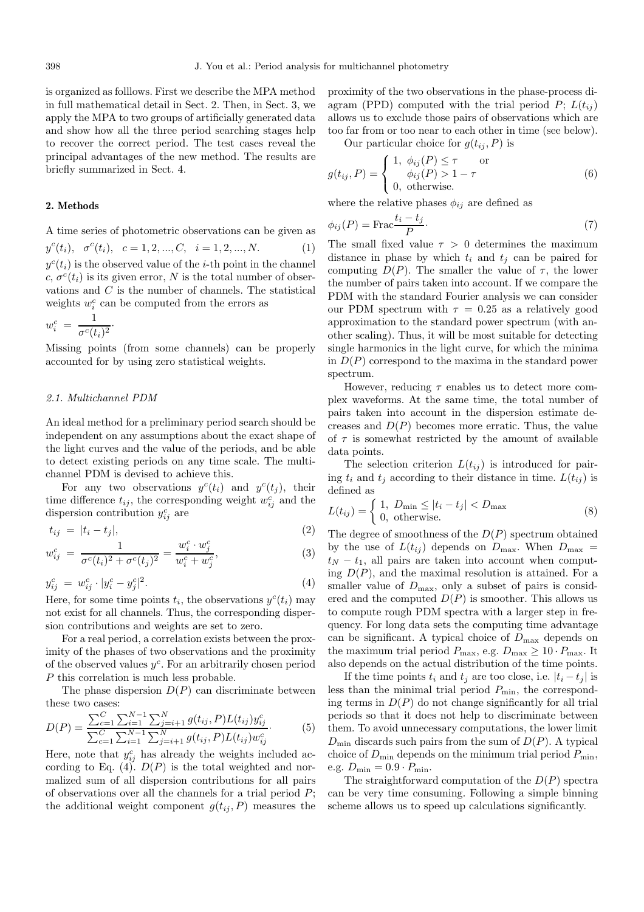is organized as folllows. First we describe the MPA method in full mathematical detail in Sect. 2. Then, in Sect. 3, we apply the MPA to two groups of artificially generated data and show how all the three period searching stages help to recover the correct period. The test cases reveal the principal advantages of the new method. The results are briefly summarized in Sect. 4.

## 2. Methods

A time series of photometric observations can be given as

$$y^c(t_i), \quad \sigma^c(t_i), \quad c = 1, 2, ..., C, \quad i = 1, 2, ..., N. \tag{1}$$

$y^c(t_i)$ is the observed value of the $i$-th point in the channel $c$, $\sigma^c(t_i)$ is its given error, $N$ is the total number of observations and $C$ is the number of channels. The statistical weights $w_i^c$ can be computed from the errors as

$$w_i^c = \frac{1}{\sigma^c(t_i)^2}.$$

Missing points (from some channels) can be properly accounted for by using zero statistical weights.

### 2.1. Multichannel PDM

An ideal method for a preliminary period search should be independent on any assumptions about the exact shape of the light curves and the value of the periods, and be able to detect existing periods on any time scale. The multichannel PDM is devised to achieve this.

For any two observations $y^c(t_i)$ and $y^c(t_j)$, their time difference $t_{ij}$, the corresponding weight $w_{ij}^c$ and the dispersion contribution $y_{ij}^c$ are

$$t_{ij} = |t_i - t_j|, \tag{2}$$

$$w_{ij}^c = \frac{1}{\sigma^c(t_i)^2 + \sigma^c(t_j)^2} = \frac{w_i^c \cdot w_j^c}{w_i^c + w_j^c}, \tag{3}$$

$$y_{ij}^c = w_{ij}^c \cdot |y_i^c - y_j^c|^2. \tag{4}$$

Here, for some time points $t_i$, the observations $y^c(t_i)$ may not exist for all channels. Thus, the corresponding dispersion contributions and weights are set to zero.

For a real period, a correlation exists between the proximity of the phases of two observations and the proximity of the observed values $y^c$. For an arbitrarily chosen period $P$ this correlation is much less probable.

The phase dispersion $D(P)$ can discriminate between these two cases:

$$D(P) = \frac{\sum_{c=1}^{C} \sum_{i=1}^{N-1} \sum_{j=i+1}^{N} g(t_{ij}, P) L(t_{ij}) y_{ij}^c}{\sum_{c=1}^{C} \sum_{i=1}^{N-1} \sum_{j=i+1}^{N} g(t_{ij}, P) L(t_{ij}) w_{ij}^c}. \tag{5}$$

Here, note that $y_{ij}^c$ has already the weights included according to Eq. (4). $D(P)$ is the total weighted and normalized sum of all dispersion contributions for all pairs of observations over all the channels for a trial period $P$; the additional weight component $g(t_{ij}, P)$ measures the proximity of the two observations in the phase-process diagram (PPD) computed with the trial period $P$; $L(t_{ij})$ allows us to exclude those pairs of observations which are too far from or too near to each other in time (see below).

Our particular choice for $g(t_{ij}, P)$ is

$$g(t_{ij}, P) = \begin{cases} 1, & \phi_{ij}(P) \le \tau \quad \text{or} \\ & \phi_{ij}(P) > 1 - \tau \\ 0, & \text{otherwise.} \end{cases} \tag{6}$$

where the relative phases $\phi_{ij}$ are defined as

$$\phi_{ij}(P) = \text{Frac}\frac{t_i - t_j}{P}. \tag{7}$$

The small fixed value $\tau > 0$ determines the maximum distance in phase by which $t_i$ and $t_j$ can be paired for computing $D(P)$. The smaller the value of $\tau$, the lower the number of pairs taken into account. If we compare the PDM with the standard Fourier analysis we can consider our PDM spectrum with $\tau = 0.25$ as a relatively good approximation to the standard power spectrum (with another scaling). Thus, it will be most suitable for detecting single harmonics in the light curve, for which the minima in $D(P)$ correspond to the maxima in the standard power spectrum.

However, reducing $\tau$ enables us to detect more complex waveforms. At the same time, the total number of pairs taken into account in the dispersion estimate decreases and $D(P)$ becomes more erratic. Thus, the value of $\tau$ is somewhat restricted by the amount of available data points.

The selection criterion $L(t_{ij})$ is introduced for pairing $t_i$ and $t_j$ according to their distance in time. $L(t_{ij})$ is defined as

$$L(t_{ij}) = \begin{cases} 1, & D_{\min} \le |t_i - t_j| < D_{\max} \\ 0, & \text{otherwise.} \end{cases} \tag{8}$$

The degree of smoothness of the $D(P)$ spectrum obtained by the use of $L(t_{ij})$ depends on $D_{\max}$. When $D_{\max} = t_N - t_1$, all pairs are taken into account when computing $D(P)$, and the maximal resolution is attained. For a smaller value of $D_{\max}$, only a subset of pairs is considered and the computed $D(P)$ is smoother. This allows us to compute rough PDM spectra with a larger step in frequency. For long data sets the computing time advantage can be significant. A typical choice of $D_{\max}$ depends on the maximum trial period $P_{\max}$, e.g. $D_{\max} \ge 10 \cdot P_{\max}$. It also depends on the actual distribution of the time points.

If the time points $t_i$ and $t_j$ are too close, i.e. $|t_i - t_j|$ is less than the minimal trial period $P_{\min}$, the corresponding terms in $D(P)$ do not change significantly for all trial periods so that it does not help to discriminate between them. To avoid unnecessary computations, the lower limit $D_{\min}$ discards such pairs from the sum of $D(P)$. A typical choice of $D_{\min}$ depends on the minimum trial period $P_{\min}$, e.g. $D_{\min} = 0.9 \cdot P_{\min}$.

The straightforward computation of the $D(P)$ spectra can be very time consuming. Following a simple binning scheme allows us to speed up calculations significantly.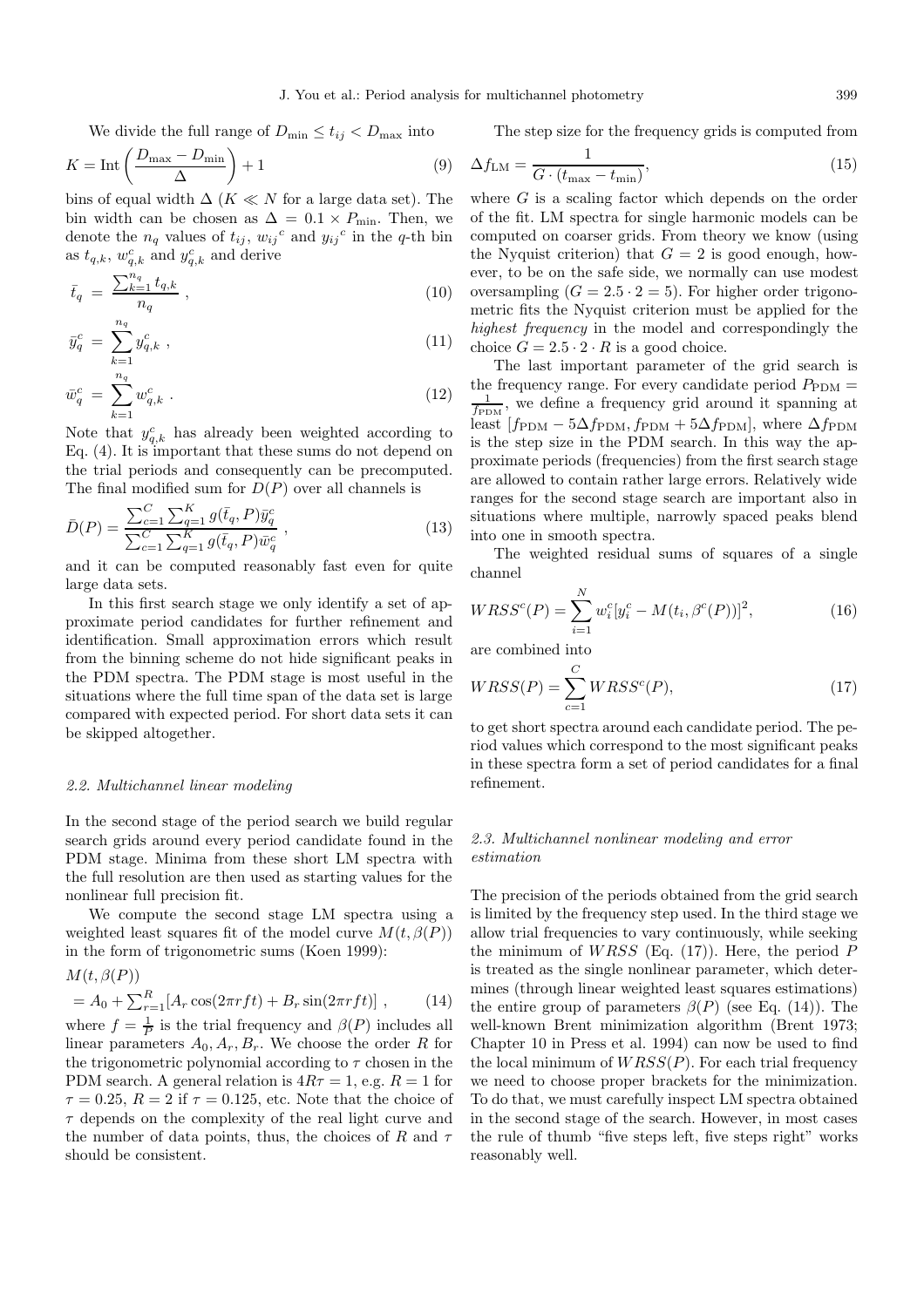We divide the full range of $D_{\min} \le t_{ij} < D_{\max}$ into

$$K = \mathrm{Int}\left(\frac{D_{\max} - D_{\min}}{\Delta}\right) + 1 \tag{9}$$

bins of equal width $\Delta$ ($K \ll N$ for a large data set). The bin width can be chosen as $\Delta = 0.1 \times P_{\min}$. Then, we denote the $n_q$ values of $t_{ij}$, ${w_{ij}}^c$ and ${y_{ij}}^c$ in the $q$-th bin as $t_{q,k}$, $w^c_{q,k}$ and $y^c_{q,k}$ and derive

$$\bar{t}_q = \frac{\sum_{k=1}^{n_q} t_{q,k}}{n_q}, \tag{10}$$

$$\bar{y}^c_q = \sum_{k=1}^{n_q} y^c_{q,k}, \tag{11}$$

$$\bar{w}^c_q = \sum_{k=1}^{n_q} w^c_{q,k}. \tag{12}$$

Note that $y^c_{q,k}$ has already been weighted according to Eq. (4). It is important that these sums do not depend on the trial periods and consequently can be precomputed. The final modified sum for $D(P)$ over all channels is

$$\bar{D}(P) = \frac{\sum_{c=1}^{C}\sum_{q=1}^{K} g(\bar{t}_q, P)\bar{y}^c_q}{\sum_{c=1}^{C}\sum_{q=1}^{K} g(\bar{t}_q, P)\bar{w}^c_q}, \tag{13}$$

and it can be computed reasonably fast even for quite large data sets.

In this first search stage we only identify a set of approximate period candidates for further refinement and identification. Small approximation errors which result from the binning scheme do not hide significant peaks in the PDM spectra. The PDM stage is most useful in the situations where the full time span of the data set is large compared with expected period. For short data sets it can be skipped altogether.

### 2.2. Multichannel linear modeling

In the second stage of the period search we build regular search grids around every period candidate found in the PDM stage. Minima from these short LM spectra with the full resolution are then used as starting values for the nonlinear full precision fit.

We compute the second stage LM spectra using a weighted least squares fit of the model curve $M(t, \beta(P))$ in the form of trigonometric sums (Koen 1999):

$$M(t, \beta(P)) = A_0 + \textstyle\sum_{r=1}^{R}[A_r \cos(2\pi r f t) + B_r \sin(2\pi r f t)], \tag{14}$$

where $f = \frac{1}{P}$ is the trial frequency and $\beta(P)$ includes all linear parameters $A_0, A_r, B_r$. We choose the order $R$ for the trigonometric polynomial according to $\tau$ chosen in the PDM search. A general relation is $4R\tau = 1$, e.g. $R = 1$ for $\tau = 0.25$, $R = 2$ if $\tau = 0.125$, etc. Note that the choice of $\tau$ depends on the complexity of the real light curve and the number of data points, thus, the choices of $R$ and $\tau$ should be consistent.

The step size for the frequency grids is computed from

$$\Delta f_{\mathrm{LM}} = \frac{1}{G \cdot (t_{\max} - t_{\min})}, \tag{15}$$

where $G$ is a scaling factor which depends on the order of the fit. LM spectra for single harmonic models can be computed on coarser grids. From theory we know (using the Nyquist criterion) that $G = 2$ is good enough, however, to be on the safe side, we normally can use modest oversampling ($G = 2.5 \cdot 2 = 5$). For higher order trigonometric fits the Nyquist criterion must be applied for the *highest frequency* in the model and correspondingly the choice $G = 2.5 \cdot 2 \cdot R$ is a good choice.

The last important parameter of the grid search is the frequency range. For every candidate period $P_{\mathrm{PDM}} = \frac{1}{f_{\mathrm{PDM}}}$, we define a frequency grid around it spanning at least $[f_{\mathrm{PDM}} - 5\Delta f_{\mathrm{PDM}}, f_{\mathrm{PDM}} + 5\Delta f_{\mathrm{PDM}}]$, where $\Delta f_{\mathrm{PDM}}$ is the step size in the PDM search. In this way the approximate periods (frequencies) from the first search stage are allowed to contain rather large errors. Relatively wide ranges for the second stage search are important also in situations where multiple, narrowly spaced peaks blend into one in smooth spectra.

The weighted residual sums of squares of a single channel

$$WRSS^c(P) = \sum_{i=1}^{N} w^c_i [y^c_i - M(t_i, \beta^c(P))]^2, \tag{16}$$

are combined into

$$WRSS(P) = \sum_{c=1}^{C} WRSS^c(P), \tag{17}$$

to get short spectra around each candidate period. The period values which correspond to the most significant peaks in these spectra form a set of period candidates for a final refinement.

### 2.3. Multichannel nonlinear modeling and error estimation

The precision of the periods obtained from the grid search is limited by the frequency step used. In the third stage we allow trial frequencies to vary continuously, while seeking the minimum of $WRSS$ (Eq. (17)). Here, the period $P$ is treated as the single nonlinear parameter, which determines (through linear weighted least squares estimations) the entire group of parameters $\beta(P)$ (see Eq. (14)). The well-known Brent minimization algorithm (Brent 1973; Chapter 10 in Press et al. 1994) can now be used to find the local minimum of $WRSS(P)$. For each trial frequency we need to choose proper brackets for the minimization. To do that, we must carefully inspect LM spectra obtained in the second stage of the search. However, in most cases the rule of thumb "five steps left, five steps right" works reasonably well.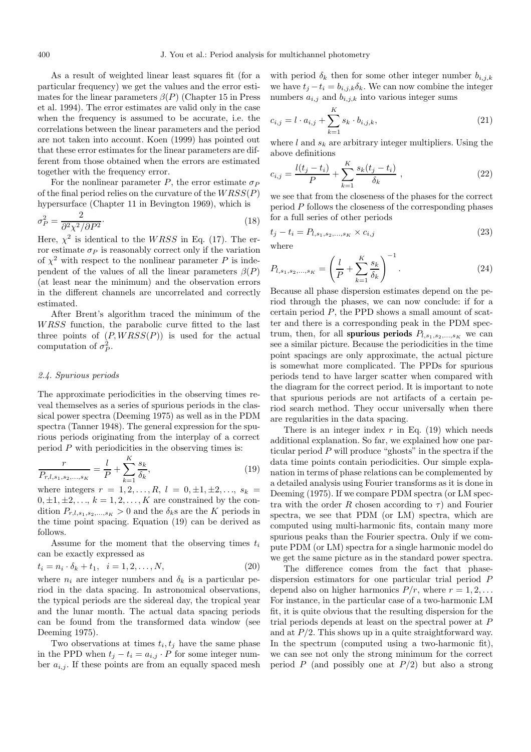As a result of weighted linear least squares fit (for a particular frequency) we get the values and the error estimates for the linear parameters $\beta(P)$ (Chapter 15 in Press et al. 1994). The error estimates are valid only in the case when the frequency is assumed to be accurate, i.e. the correlations between the linear parameters and the period are not taken into account. Koen (1999) has pointed out that these error estimates for the linear parameters are different from those obtained when the errors are estimated together with the frequency error.

For the nonlinear parameter $P$, the error estimate $\sigma_P$ of the final period relies on the curvature of the $WRSS(P)$ hypersurface (Chapter 11 in Bevington 1969), which is

$$\sigma_P^2 = \frac{2}{\partial^2\chi^2/\partial P^2}. \tag{18}$$

Here, $\chi^2$ is identical to the $WRSS$ in Eq. (17). The error estimate $\sigma_P$ is reasonably correct only if the variation of $\chi^2$ with respect to the nonlinear parameter $P$ is independent of the values of all the linear parameters $\beta(P)$ (at least near the minimum) and the observation errors in the different channels are uncorrelated and correctly estimated.

After Brent's algorithm traced the minimum of the $WRSS$ function, the parabolic curve fitted to the last three points of $(P, WRSS(P))$ is used for the actual computation of $\sigma_P^2$.

### 2.4. Spurious periods

The approximate periodicities in the observing times reveal themselves as a series of spurious periods in the classical power spectra (Deeming 1975) as well as in the PDM spectra (Tanner 1948). The general expression for the spurious periods originating from the interplay of a correct period $P$ with periodicities in the observing times is:

$$\frac{r}{P_{r,l,s_1,s_2,\ldots,s_K}} = \frac{l}{P} + \sum_{k=1}^{K}\frac{s_k}{\delta_k}, \tag{19}$$

where integers $r = 1, 2, \ldots, R$, $l = 0, \pm1, \pm2, \ldots$, $s_k = 0, \pm1, \pm2, \ldots$, $k = 1, 2, \ldots, K$ are constrained by the condition $P_{r,l,s_1,s_2,\ldots,s_K} > 0$ and the $\delta_k$s are the $K$ periods in the time point spacing. Equation (19) can be derived as follows.

Assume for the moment that the observing times $t_i$ can be exactly expressed as

$$t_i = n_i \cdot \delta_k + t_1, \quad i = 1, 2, \ldots, N, \tag{20}$$

where $n_i$ are integer numbers and $\delta_k$ is a particular period in the data spacing. In astronomical observations, the typical periods are the sidereal day, the tropical year and the lunar month. The actual data spacing periods can be found from the transformed data window (see Deeming 1975).

Two observations at times $t_i, t_j$ have the same phase in the PPD when $t_j - t_i = a_{i,j} \cdot P$ for some integer number $a_{i,j}$. If these points are from an equally spaced mesh with period $\delta_k$ then for some other integer number $b_{i,j,k}$ we have $t_j - t_i = b_{i,j,k}\delta_k$. We can now combine the integer numbers $a_{i,j}$ and $b_{i,j,k}$ into various integer sums

$$c_{i,j} = l \cdot a_{i,j} + \sum_{k=1}^{K} s_k \cdot b_{i,j,k}, \tag{21}$$

where $l$ and $s_k$ are arbitrary integer multipliers. Using the above definitions

$$c_{i,j} = \frac{l(t_j - t_i)}{P} + \sum_{k=1}^{K}\frac{s_k(t_j - t_i)}{\delta_k}, \tag{22}$$

we see that from the closeness of the phases for the correct period $P$ follows the closeness of the corresponding phases for a full series of other periods

$$t_j - t_i = P_{l,s_1,s_2,\ldots,s_K} \times c_{i,j} \tag{23}$$

where

$$P_{l,s_1,s_2,\ldots,s_K} = \left(\frac{l}{P} + \sum_{k=1}^{K}\frac{s_k}{\delta_k}\right)^{-1}. \tag{24}$$

Because all phase dispersion estimates depend on the period through the phases, we can now conclude: if for a certain period $P$, the PPD shows a small amount of scatter and there is a corresponding peak in the PDM spectrum, then, for all **spurious periods** $P_{l,s_1,s_2,\ldots,s_K}$ we can see a similar picture. Because the periodicities in the time point spacings are only approximate, the actual picture is somewhat more complicated. The PPDs for spurious periods tend to have larger scatter when compared with the diagram for the correct period. It is important to note that spurious periods are not artifacts of a certain period search method. They occur universally when there are regularities in the data spacing.

There is an integer index $r$ in Eq. (19) which needs additional explanation. So far, we explained how one particular period $P$ will produce "ghosts" in the spectra if the data time points contain periodicities. Our simple explanation in terms of phase relations can be complemented by a detailed analysis using Fourier transforms as it is done in Deeming (1975). If we compare PDM spectra (or LM spectra with the order $R$ chosen according to $\tau$) and Fourier spectra, we see that PDM (or LM) spectra, which are computed using multi-harmonic fits, contain many more spurious peaks than the Fourier spectra. Only if we compute PDM (or LM) spectra for a single harmonic model do we get the same picture as in the standard power spectra.

The difference comes from the fact that phase-dispersion estimators for one particular trial period $P$ depend also on higher harmonics $P/r$, where $r = 1, 2, \ldots$ For instance, in the particular case of a two-harmonic LM fit, it is quite obvious that the resulting dispersion for the trial periods depends at least on the spectral power at $P$ and at $P/2$. This shows up in a quite straightforward way. In the spectrum (computed using a two-harmonic fit), we can see not only the strong minimum for the correct period $P$ (and possibly one at $P/2$) but also a strong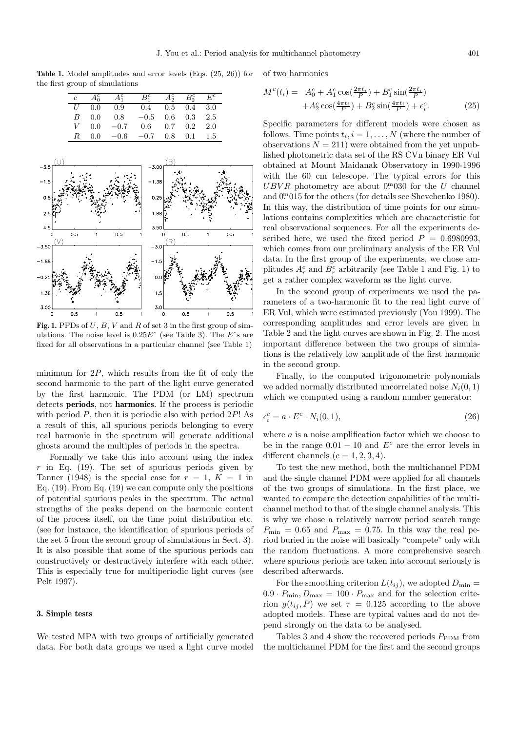**Table 1.** Model amplitudes and error levels (Eqs. (25, 26)) for the first group of simulations

| $c$ | $A_0^c$ | $A_1^c$ | $B_1^c$ | $A_2^c$ | $B_2^c$ | $E^c$ |
|---|---|---|---|---|---|---|
| $U$ | 0.0 | 0.9 | 0.4 | 0.5 | 0.4 | 3.0 |
| $B$ | 0.0 | 0.8 | −0.5 | 0.6 | 0.3 | 2.5 |
| $V$ | 0.0 | −0.7 | 0.6 | 0.7 | 0.2 | 2.0 |
| $R$ | 0.0 | −0.6 | −0.7 | 0.8 | 0.1 | 1.5 |

**Fig. 1.** PPDs of $U$, $B$, $V$ and $R$ of set 3 in the first group of simulations. The noise level is $0.25E^c$ (see Table 3). The $E^c$s are fixed for all observations in a particular channel (see Table 1)

minimum for $2P$, which results from the fit of only the second harmonic to the part of the light curve generated by the first harmonic. The PDM (or LM) spectrum detects **periods**, not **harmonics**. If the process is periodic with period $P$, then it is periodic also with period $2P$! As a result of this, all spurious periods belonging to every real harmonic in the spectrum will generate additional ghosts around the multiples of periods in the spectra.

Formally we take this into account using the index $r$ in Eq. (19). The set of spurious periods given by Tanner (1948) is the special case for $r = 1$, $K = 1$ in Eq. (19). From Eq. (19) we can compute only the positions of potential spurious peaks in the spectrum. The actual strengths of the peaks depend on the harmonic content of the process itself, on the time point distribution etc. (see for instance, the identification of spurious periods of the set 5 from the second group of simulations in Sect. 3). It is also possible that some of the spurious periods can constructively or destructively interfere with each other. This is especially true for multiperiodic light curves (see Pelt 1997).

## 3. Simple tests

We tested MPA with two groups of artificially generated data. For both data groups we used a light curve model of two harmonics

$$M^c(t_i) = A_0^c + A_1^c \cos(\tfrac{2\pi t_i}{P}) + B_1^c \sin(\tfrac{2\pi t_i}{P}) + A_2^c \cos(\tfrac{4\pi t_i}{P}) + B_2^c \sin(\tfrac{4\pi t_i}{P}) + \epsilon_i^c. \qquad (25)$$

Specific parameters for different models were chosen as follows. Time points $t_i, i = 1, \ldots, N$ (where the number of observations $N = 211$) were obtained from the yet unpublished photometric data set of the RS CVn binary ER Vul obtained at Mount Maidanak Observatory in 1990-1996 with the 60 cm telescope. The typical errors for this $UBVR$ photometry are about $0^{\rm m}_{.}030$ for the $U$ channel and $0^{\rm m}_{.}015$ for the others (for details see Shevchenko 1980). In this way, the distribution of time points for our simulations contains complexities which are characteristic for real observational sequences. For all the experiments described here, we used the fixed period $P = 0.6980993$, which comes from our preliminary analysis of the ER Vul data. In the first group of the experiments, we chose amplitudes $A_r^c$ and $B_r^c$ arbitrarily (see Table 1 and Fig. 1) to get a rather complex waveform as the light curve.

In the second group of experiments we used the parameters of a two-harmonic fit to the real light curve of ER Vul, which were estimated previously (You 1999). The corresponding amplitudes and error levels are given in Table 2 and the light curves are shown in Fig. 2. The most important difference between the two groups of simulations is the relatively low amplitude of the first harmonic in the second group.

Finally, to the computed trigonometric polynomials we added normally distributed uncorrelated noise $N_i(0,1)$ which we computed using a random number generator:

$$\epsilon_i^c = a \cdot E^c \cdot N_i(0,1), \qquad (26)$$

where $a$ is a noise amplification factor which we choose to be in the range $0.01 - 10$ and $E^c$ are the error levels in different channels ($c = 1, 2, 3, 4$).

To test the new method, both the multichannel PDM and the single channel PDM were applied for all channels of the two groups of simulations. In the first place, we wanted to compare the detection capabilities of the multichannel method to that of the single channel analysis. This is why we chose a relatively narrow period search range $P_{\min} = 0.65$ and $P_{\max} = 0.75$. In this way the real period buried in the noise will basically "compete" only with the random fluctuations. A more comprehensive search where spurious periods are taken into account seriously is described afterwards.

For the smoothing criterion $L(t_{ij})$, we adopted $D_{\min} = 0.9 \cdot P_{\min}, D_{\max} = 100 \cdot P_{\max}$ and for the selection criterion $g(t_{ij}, P)$ we set $\tau = 0.125$ according to the above adopted models. These are typical values and do not depend strongly on the data to be analysed.

Tables 3 and 4 show the recovered periods $P_{\rm PDM}$ from the multichannel PDM for the first and the second groups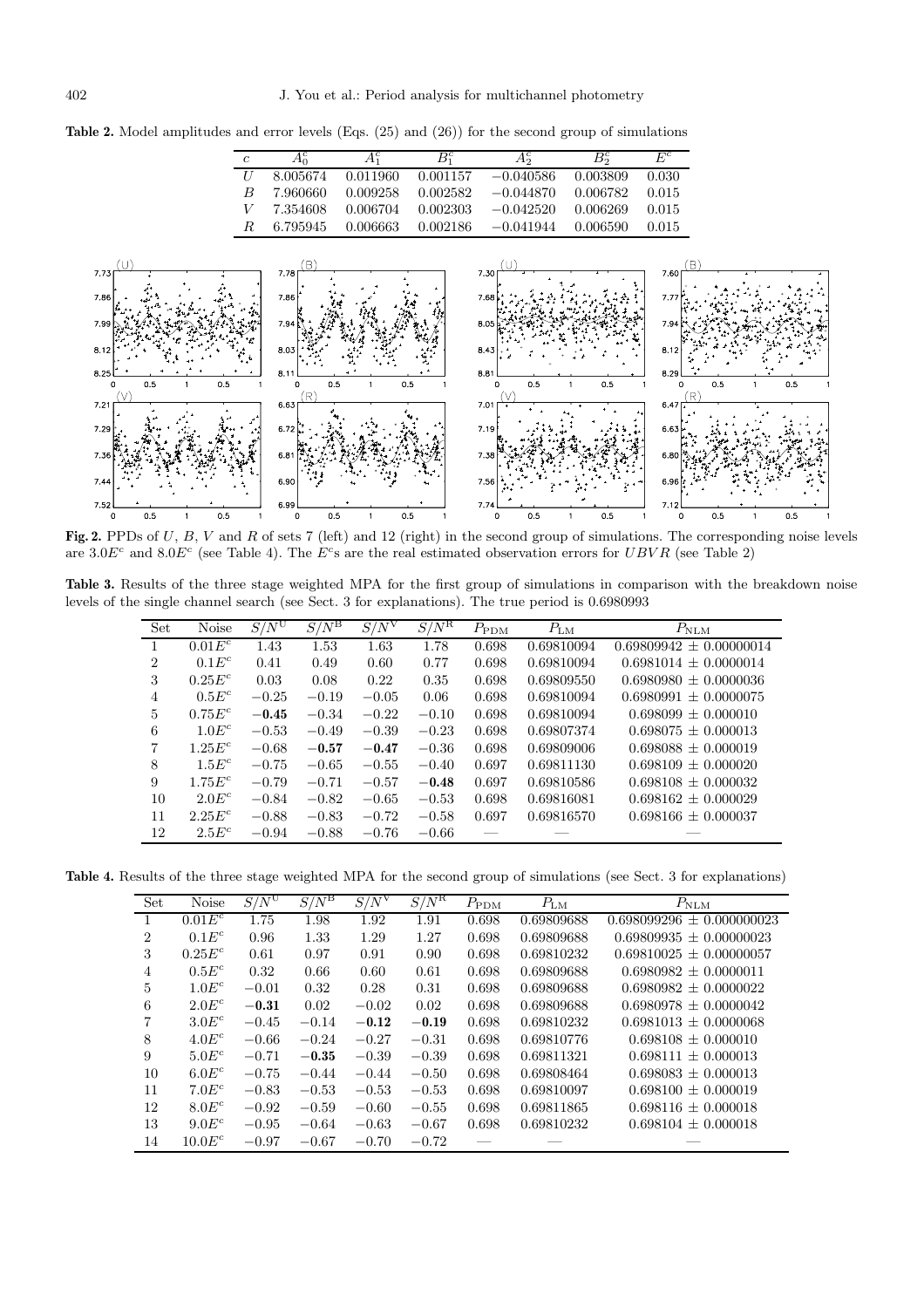**Table 2.** Model amplitudes and error levels (Eqs. (25) and (26)) for the second group of simulations

| $c$ | $A_0^c$ | $A_1^c$ | $B_1^c$ | $A_2^c$ | $B_2^c$ | $E^c$ |
|---|---|---|---|---|---|---|
| $U$ | 8.005674 | 0.011960 | 0.001157 | −0.040586 | 0.003809 | 0.030 |
| $B$ | 7.960660 | 0.009258 | 0.002582 | −0.044870 | 0.006782 | 0.015 |
| $V$ | 7.354608 | 0.006704 | 0.002303 | −0.042520 | 0.006269 | 0.015 |
| $R$ | 6.795945 | 0.006663 | 0.002186 | −0.041944 | 0.006590 | 0.015 |

**Fig. 2.** PPDs of $U$, $B$, $V$ and $R$ of sets 7 (left) and 12 (right) in the second group of simulations. The corresponding noise levels are $3.0E^c$ and $8.0E^c$ (see Table 4). The $E^c$s are the real estimated observation errors for $UBVR$ (see Table 2)

**Table 3.** Results of the three stage weighted MPA for the first group of simulations in comparison with the breakdown noise levels of the single channel search (see Sect. 3 for explanations). The true period is 0.6980993

| Set | Noise | $S/N^{\rm U}$ | $S/N^{\rm B}$ | $S/N^{\rm V}$ | $S/N^{\rm R}$ | $P_{\rm PDM}$ | $P_{\rm LM}$ | $P_{\rm NLM}$ |
|---|---|---|---|---|---|---|---|---|
| 1 | $0.01E^c$ | 1.43 | 1.53 | 1.63 | 1.78 | 0.698 | 0.69810094 | $0.69809942 \pm 0.00000014$ |
| 2 | $0.1E^c$ | 0.41 | 0.49 | 0.60 | 0.77 | 0.698 | 0.69810094 | $0.6981014 \pm 0.0000014$ |
| 3 | $0.25E^c$ | 0.03 | 0.08 | 0.22 | 0.35 | 0.698 | 0.69809550 | $0.6980980 \pm 0.0000036$ |
| 4 | $0.5E^c$ | −0.25 | −0.19 | −0.05 | 0.06 | 0.698 | 0.69810094 | $0.6980991 \pm 0.0000075$ |
| 5 | $0.75E^c$ | **−0.45** | −0.34 | −0.22 | −0.10 | 0.698 | 0.69810094 | $0.698099 \pm 0.000010$ |
| 6 | $1.0E^c$ | −0.53 | −0.49 | −0.39 | −0.23 | 0.698 | 0.69807374 | $0.698075 \pm 0.000013$ |
| 7 | $1.25E^c$ | −0.68 | **−0.57** | **−0.47** | −0.36 | 0.698 | 0.69809006 | $0.698088 \pm 0.000019$ |
| 8 | $1.5E^c$ | −0.75 | −0.65 | −0.55 | −0.40 | 0.697 | 0.69811130 | $0.698109 \pm 0.000020$ |
| 9 | $1.75E^c$ | −0.79 | −0.71 | −0.57 | **−0.48** | 0.697 | 0.69810586 | $0.698108 \pm 0.000032$ |
| 10 | $2.0E^c$ | −0.84 | −0.82 | −0.65 | −0.53 | 0.698 | 0.69816081 | $0.698162 \pm 0.000029$ |
| 11 | $2.25E^c$ | −0.88 | −0.83 | −0.72 | −0.58 | 0.697 | 0.69816570 | $0.698166 \pm 0.000037$ |
| 12 | $2.5E^c$ | −0.94 | −0.88 | −0.76 | −0.66 | — | — | — |

**Table 4.** Results of the three stage weighted MPA for the second group of simulations (see Sect. 3 for explanations)

| Set | Noise | $S/N^{\rm U}$ | $S/N^{\rm B}$ | $S/N^{\rm V}$ | $S/N^{\rm R}$ | $P_{\rm PDM}$ | $P_{\rm LM}$ | $P_{\rm NLM}$ |
|---|---|---|---|---|---|---|---|---|
| 1 | $0.01E^c$ | 1.75 | 1.98 | 1.92 | 1.91 | 0.698 | 0.69809688 | $0.698099296 \pm 0.000000023$ |
| 2 | $0.1E^c$ | 0.96 | 1.33 | 1.29 | 1.27 | 0.698 | 0.69809688 | $0.69809935 \pm 0.00000023$ |
| 3 | $0.25E^c$ | 0.61 | 0.97 | 0.91 | 0.90 | 0.698 | 0.69810232 | $0.69810025 \pm 0.00000057$ |
| 4 | $0.5E^c$ | 0.32 | 0.66 | 0.60 | 0.61 | 0.698 | 0.69809688 | $0.6980982 \pm 0.0000011$ |
| 5 | $1.0E^c$ | −0.01 | 0.32 | 0.28 | 0.31 | 0.698 | 0.69809688 | $0.6980982 \pm 0.0000022$ |
| 6 | $2.0E^c$ | **−0.31** | 0.02 | −0.02 | 0.02 | 0.698 | 0.69809688 | $0.6980978 \pm 0.0000042$ |
| 7 | $3.0E^c$ | −0.45 | −0.14 | **−0.12** | **−0.19** | 0.698 | 0.69810232 | $0.6981013 \pm 0.0000068$ |
| 8 | $4.0E^c$ | −0.66 | −0.24 | −0.27 | −0.31 | 0.698 | 0.69810776 | $0.698108 \pm 0.000010$ |
| 9 | $5.0E^c$ | −0.71 | **−0.35** | −0.39 | −0.39 | 0.698 | 0.69811321 | $0.698111 \pm 0.000013$ |
| 10 | $6.0E^c$ | −0.75 | −0.44 | −0.44 | −0.50 | 0.698 | 0.69808464 | $0.698083 \pm 0.000013$ |
| 11 | $7.0E^c$ | −0.83 | −0.53 | −0.53 | −0.53 | 0.698 | 0.69810097 | $0.698100 \pm 0.000019$ |
| 12 | $8.0E^c$ | −0.92 | −0.59 | −0.60 | −0.55 | 0.698 | 0.69811865 | $0.698116 \pm 0.000018$ |
| 13 | $9.0E^c$ | −0.95 | −0.64 | −0.63 | −0.67 | 0.698 | 0.69810232 | $0.698104 \pm 0.000018$ |
| 14 | $10.0E^c$ | −0.97 | −0.67 | −0.70 | −0.72 | — | — | — |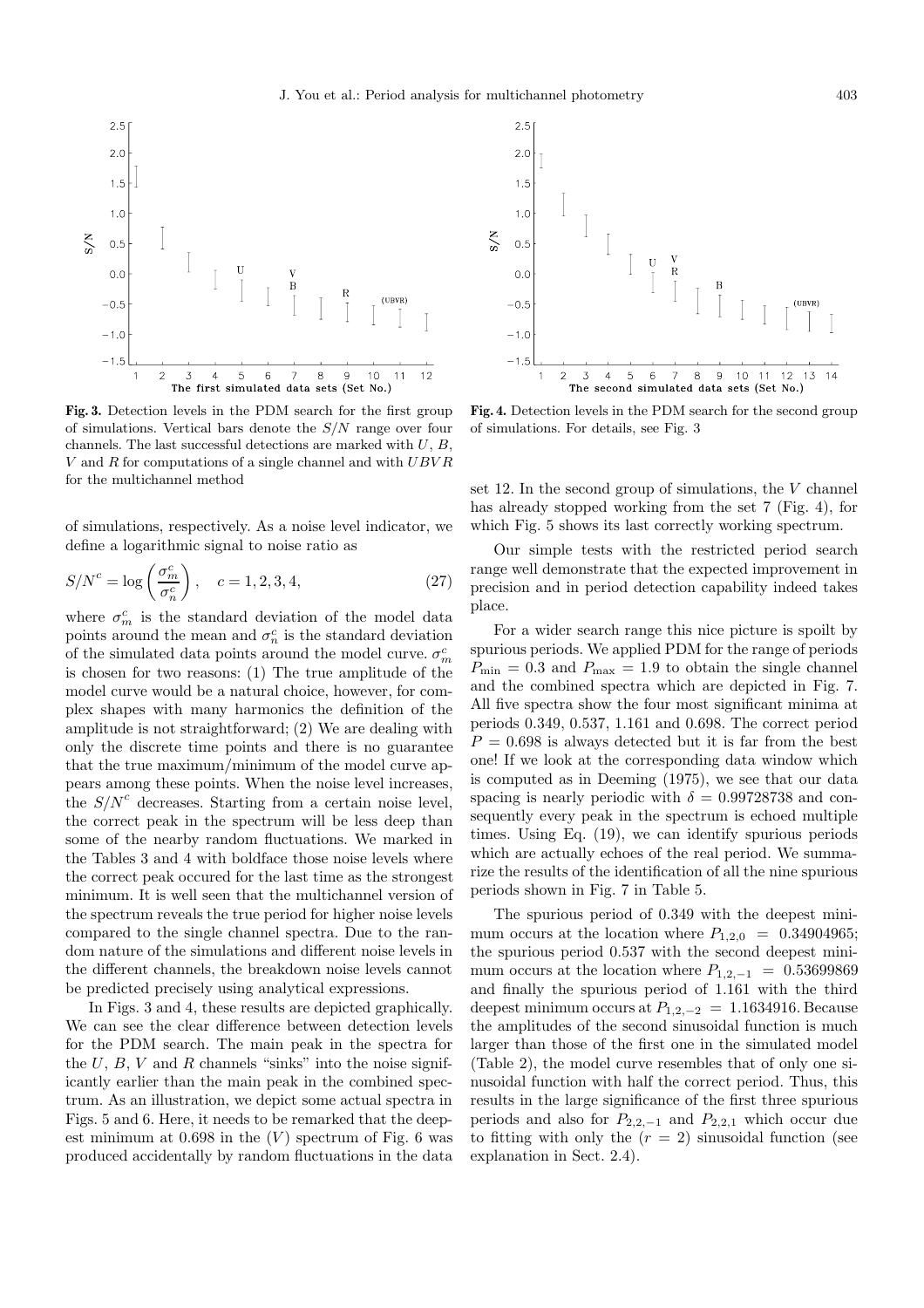Fig. 3. Detection levels in the PDM search for the first group of simulations. Vertical bars denote the $S/N$ range over four channels. The last successful detections are marked with $U$, $B$, $V$ and $R$ for computations of a single channel and with $UBVR$ for the multichannel method

Fig. 4. Detection levels in the PDM search for the second group of simulations. For details, see Fig. 3

of simulations, respectively. As a noise level indicator, we define a logarithmic signal to noise ratio as

$$S/N^c = \log\left(\frac{\sigma_m^c}{\sigma_n^c}\right), \quad c = 1, 2, 3, 4, \tag{27}$$

where $\sigma_m^c$ is the standard deviation of the model data points around the mean and $\sigma_n^c$ is the standard deviation of the simulated data points around the model curve. $\sigma_m^c$ is chosen for two reasons: (1) The true amplitude of the model curve would be a natural choice, however, for complex shapes with many harmonics the definition of the amplitude is not straightforward; (2) We are dealing with only the discrete time points and there is no guarantee that the true maximum/minimum of the model curve appears among these points. When the noise level increases, the $S/N^c$ decreases. Starting from a certain noise level, the correct peak in the spectrum will be less deep than some of the nearby random fluctuations. We marked in the Tables 3 and 4 with boldface those noise levels where the correct peak occured for the last time as the strongest minimum. It is well seen that the multichannel version of the spectrum reveals the true period for higher noise levels compared to the single channel spectra. Due to the random nature of the simulations and different noise levels in the different channels, the breakdown noise levels cannot be predicted precisely using analytical expressions.

In Figs. 3 and 4, these results are depicted graphically. We can see the clear difference between detection levels for the PDM search. The main peak in the spectra for the $U$, $B$, $V$ and $R$ channels "sinks" into the noise significantly earlier than the main peak in the combined spectrum. As an illustration, we depict some actual spectra in Figs. 5 and 6. Here, it needs to be remarked that the deepest minimum at 0.698 in the ($V$) spectrum of Fig. 6 was produced accidentally by random fluctuations in the data set 12. In the second group of simulations, the $V$ channel has already stopped working from the set 7 (Fig. 4), for which Fig. 5 shows its last correctly working spectrum.

Our simple tests with the restricted period search range well demonstrate that the expected improvement in precision and in period detection capability indeed takes place.

For a wider search range this nice picture is spoilt by spurious periods. We applied PDM for the range of periods $P_{\min} = 0.3$ and $P_{\max} = 1.9$ to obtain the single channel and the combined spectra which are depicted in Fig. 7. All five spectra show the four most significant minima at periods 0.349, 0.537, 1.161 and 0.698. The correct period $P = 0.698$ is always detected but it is far from the best one! If we look at the corresponding data window which is computed as in Deeming (1975), we see that our data spacing is nearly periodic with $\delta = 0.99728738$ and consequently every peak in the spectrum is echoed multiple times. Using Eq. (19), we can identify spurious periods which are actually echoes of the real period. We summarize the results of the identification of all the nine spurious periods shown in Fig. 7 in Table 5.

The spurious period of 0.349 with the deepest minimum occurs at the location where $P_{1,2,0} = 0.34904965$; the spurious period 0.537 with the second deepest minimum occurs at the location where $P_{1,2,-1} = 0.53699869$ and finally the spurious period of 1.161 with the third deepest minimum occurs at $P_{1,2,-2} = 1.1634916$. Because the amplitudes of the second sinusoidal function is much larger than those of the first one in the simulated model (Table 2), the model curve resembles that of only one sinusoidal function with half the correct period. Thus, this results in the large significance of the first three spurious periods and also for $P_{2,2,-1}$ and $P_{2,2,1}$ which occur due to fitting with only the ($r = 2$) sinusoidal function (see explanation in Sect. 2.4).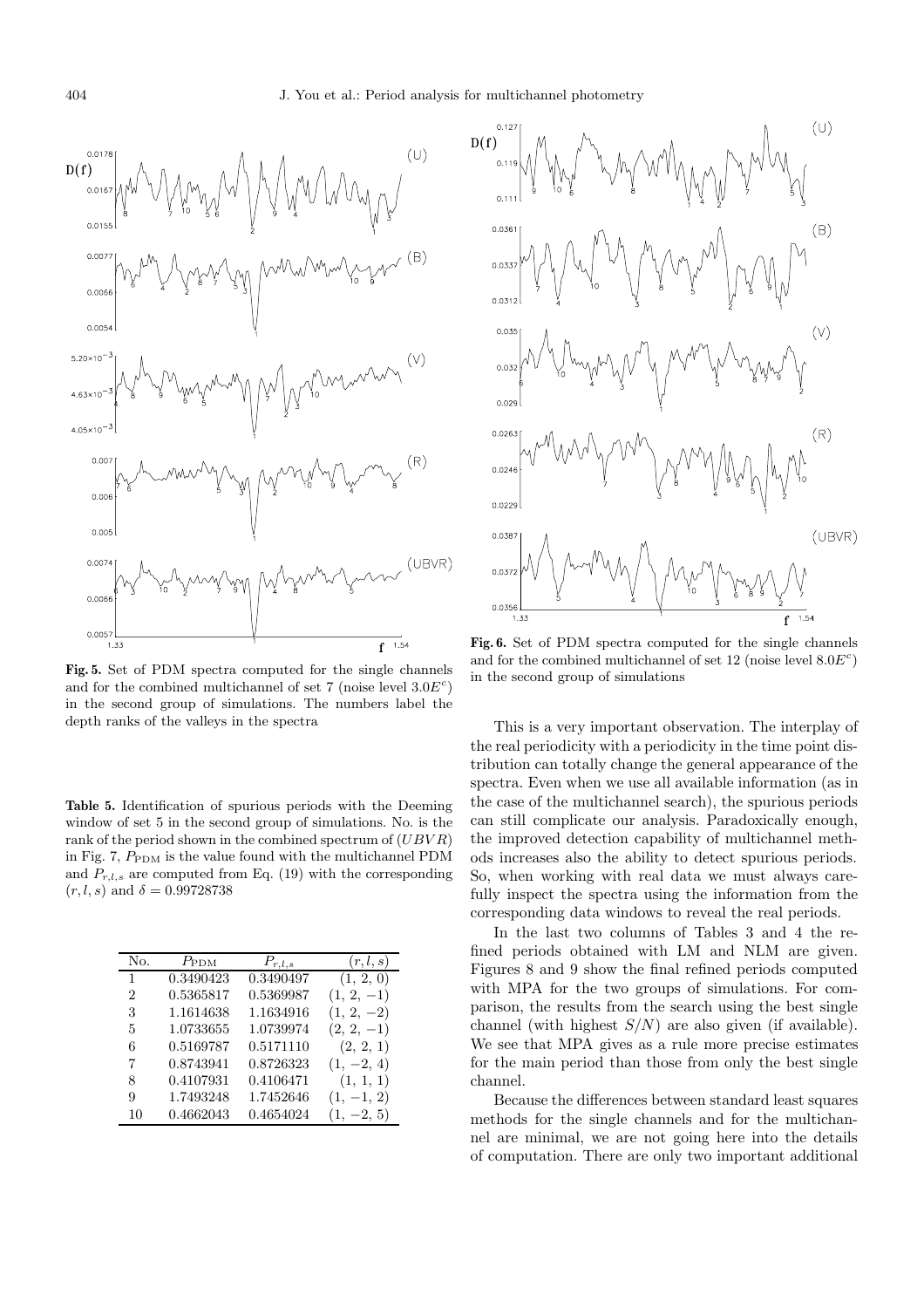**Fig. 5.** Set of PDM spectra computed for the single channels and for the combined multichannel of set 7 (noise level $3.0E^c$) in the second group of simulations. The numbers label the depth ranks of the valleys in the spectra

**Fig. 6.** Set of PDM spectra computed for the single channels and for the combined multichannel of set 12 (noise level $8.0E^c$) in the second group of simulations

**Table 5.** Identification of spurious periods with the Deeming window of set 5 in the second group of simulations. No. is the rank of the period shown in the combined spectrum of $(UBVR)$ in Fig. 7, $P_{\rm PDM}$ is the value found with the multichannel PDM and $P_{r,l,s}$ are computed from Eq. (19) with the corresponding $(r,l,s)$ and $\delta = 0.99728738$

| No. | $P_{\rm PDM}$ | $P_{r,l,s}$ | $(r,l,s)$ |
|---|---|---|---|
| 1 | 0.3490423 | 0.3490497 | (1, 2, 0) |
| 2 | 0.5365817 | 0.5369987 | (1, 2, −1) |
| 3 | 1.1614638 | 1.1634916 | (1, 2, −2) |
| 5 | 1.0733655 | 1.0739974 | (2, 2, −1) |
| 6 | 0.5169787 | 0.5171110 | (2, 2, 1) |
| 7 | 0.8743941 | 0.8726323 | (1, −2, 4) |
| 8 | 0.4107931 | 0.4106471 | (1, 1, 1) |
| 9 | 1.7493248 | 1.7452646 | (1, −1, 2) |
| 10 | 0.4662043 | 0.4654024 | (1, −2, 5) |

This is a very important observation. The interplay of the real periodicity with a periodicity in the time point distribution can totally change the general appearance of the spectra. Even when we use all available information (as in the case of the multichannel search), the spurious periods can still complicate our analysis. Paradoxically enough, the improved detection capability of multichannel methods increases also the ability to detect spurious periods. So, when working with real data we must always carefully inspect the spectra using the information from the corresponding data windows to reveal the real periods.

In the last two columns of Tables 3 and 4 the refined periods obtained with LM and NLM are given. Figures 8 and 9 show the final refined periods computed with MPA for the two groups of simulations. For comparison, the results from the search using the best single channel (with highest $S/N$) are also given (if available). We see that MPA gives as a rule more precise estimates for the main period than those from only the best single channel.

Because the differences between standard least squares methods for the single channels and for the multichannel are minimal, we are not going here into the details of computation. There are only two important additional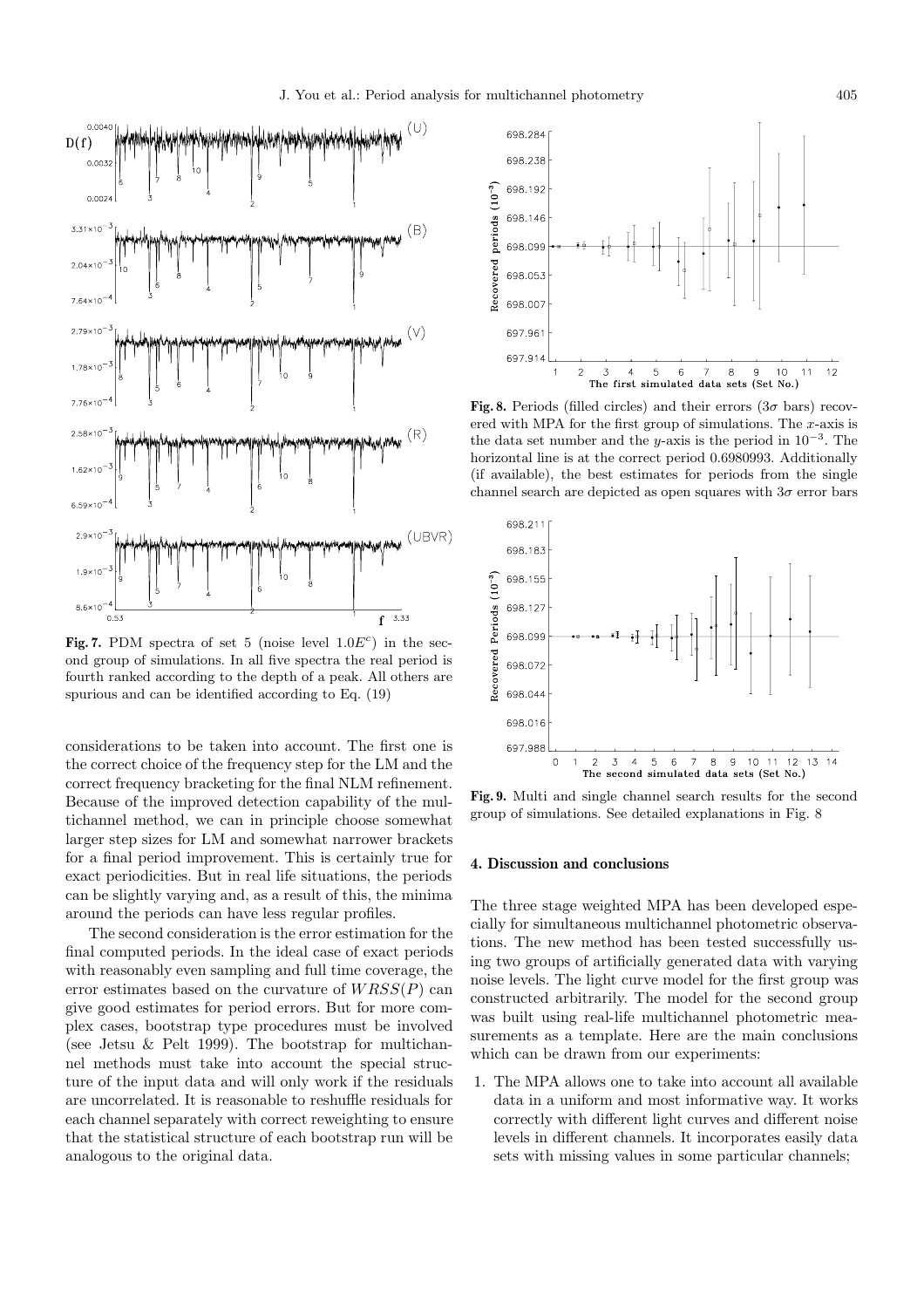**Fig. 7.** PDM spectra of set 5 (noise level $1.0E^c$) in the second group of simulations. In all five spectra the real period is fourth ranked according to the depth of a peak. All others are spurious and can be identified according to Eq. (19)

considerations to be taken into account. The first one is the correct choice of the frequency step for the LM and the correct frequency bracketing for the final NLM refinement. Because of the improved detection capability of the multichannel method, we can in principle choose somewhat larger step sizes for LM and somewhat narrower brackets for a final period improvement. This is certainly true for exact periodicities. But in real life situations, the periods can be slightly varying and, as a result of this, the minima around the periods can have less regular profiles.

The second consideration is the error estimation for the final computed periods. In the ideal case of exact periods with reasonably even sampling and full time coverage, the error estimates based on the curvature of $WRSS(P)$ can give good estimates for period errors. But for more complex cases, bootstrap type procedures must be involved (see Jetsu & Pelt 1999). The bootstrap for multichannel methods must take into account the special structure of the input data and will only work if the residuals are uncorrelated. It is reasonable to reshuffle residuals for each channel separately with correct reweighting to ensure that the statistical structure of each bootstrap run will be analogous to the original data.

**Fig. 8.** Periods (filled circles) and their errors ($3\sigma$ bars) recovered with MPA for the first group of simulations. The $x$-axis is the data set number and the $y$-axis is the period in $10^{-3}$. The horizontal line is at the correct period 0.6980993. Additionally (if available), the best estimates for periods from the single channel search are depicted as open squares with $3\sigma$ error bars

**Fig. 9.** Multi and single channel search results for the second group of simulations. See detailed explanations in Fig. 8

## 4. Discussion and conclusions

The three stage weighted MPA has been developed especially for simultaneous multichannel photometric observations. The new method has been tested successfully using two groups of artificially generated data with varying noise levels. The light curve model for the first group was constructed arbitrarily. The model for the second group was built using real-life multichannel photometric measurements as a template. Here are the main conclusions which can be drawn from our experiments:

1. The MPA allows one to take into account all available data in a uniform and most informative way. It works correctly with different light curves and different noise levels in different channels. It incorporates easily data sets with missing values in some particular channels;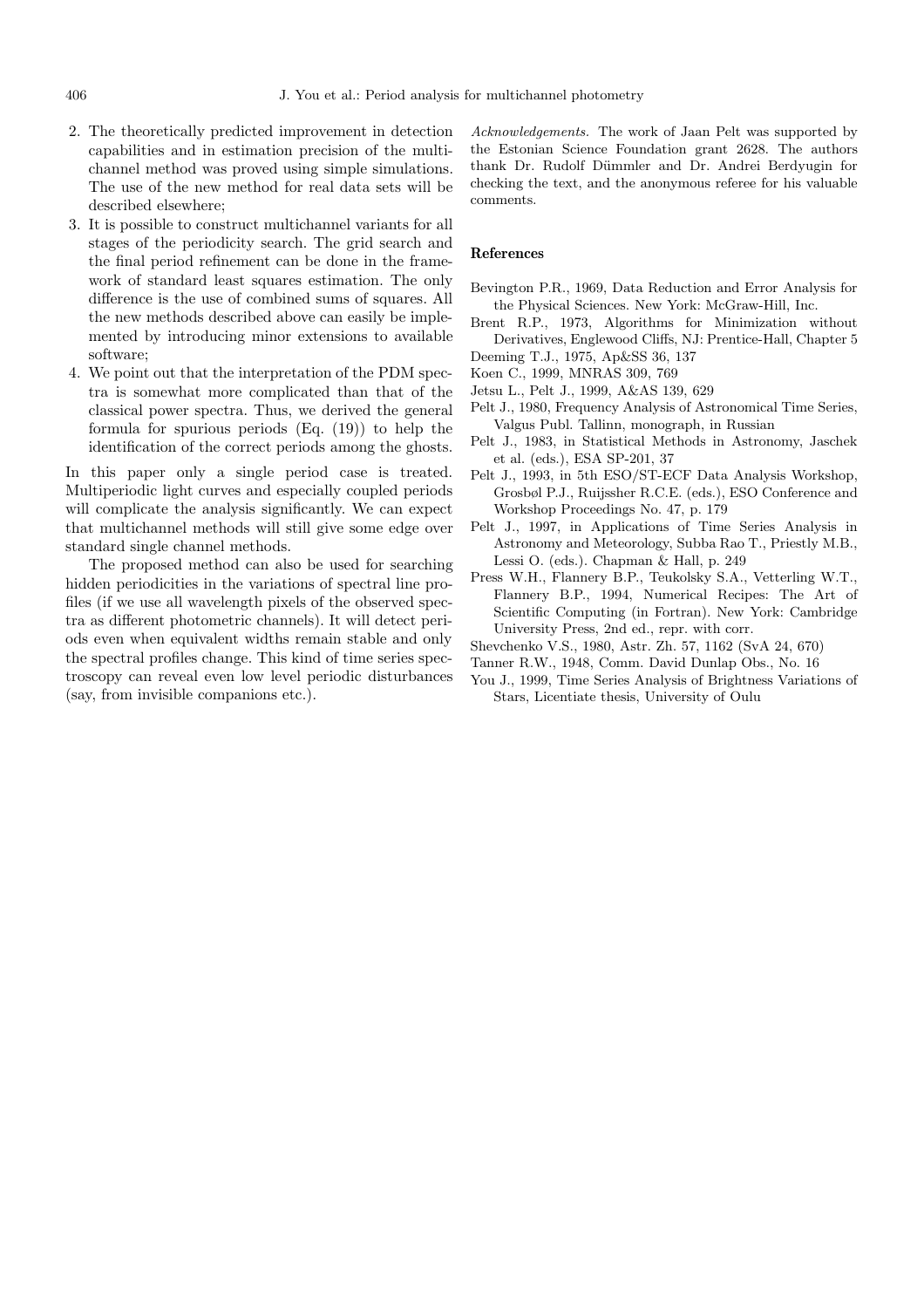2. The theoretically predicted improvement in detection capabilities and in estimation precision of the multichannel method was proved using simple simulations. The use of the new method for real data sets will be described elsewhere;
3. It is possible to construct multichannel variants for all stages of the periodicity search. The grid search and the final period refinement can be done in the framework of standard least squares estimation. The only difference is the use of combined sums of squares. All the new methods described above can easily be implemented by introducing minor extensions to available software;
4. We point out that the interpretation of the PDM spectra is somewhat more complicated than that of the classical power spectra. Thus, we derived the general formula for spurious periods (Eq. (19)) to help the identification of the correct periods among the ghosts.

In this paper only a single period case is treated. Multiperiodic light curves and especially coupled periods will complicate the analysis significantly. We can expect that multichannel methods will still give some edge over standard single channel methods.

The proposed method can also be used for searching hidden periodicities in the variations of spectral line profiles (if we use all wavelength pixels of the observed spectra as different photometric channels). It will detect periods even when equivalent widths remain stable and only the spectral profiles change. This kind of time series spectroscopy can reveal even low level periodic disturbances (say, from invisible companions etc.).

*Acknowledgements.* The work of Jaan Pelt was supported by the Estonian Science Foundation grant 2628. The authors thank Dr. Rudolf Dümmler and Dr. Andrei Berdyugin for checking the text, and the anonymous referee for his valuable comments.

## References

Bevington P.R., 1969, Data Reduction and Error Analysis for the Physical Sciences. New York: McGraw-Hill, Inc.

Brent R.P., 1973, Algorithms for Minimization without Derivatives, Englewood Cliffs, NJ: Prentice-Hall, Chapter 5

Deeming T.J., 1975, Ap&SS 36, 137

Koen C., 1999, MNRAS 309, 769

Jetsu L., Pelt J., 1999, A&AS 139, 629

Pelt J., 1980, Frequency Analysis of Astronomical Time Series, Valgus Publ. Tallinn, monograph, in Russian

Pelt J., 1983, in Statistical Methods in Astronomy, Jaschek et al. (eds.), ESA SP-201, 37

Pelt J., 1993, in 5th ESO/ST-ECF Data Analysis Workshop, Grosbøl P.J., Ruijssher R.C.E. (eds.), ESO Conference and Workshop Proceedings No. 47, p. 179

Pelt J., 1997, in Applications of Time Series Analysis in Astronomy and Meteorology, Subba Rao T., Priestly M.B., Lessi O. (eds.). Chapman & Hall, p. 249

Press W.H., Flannery B.P., Teukolsky S.A., Vetterling W.T., Flannery B.P., 1994, Numerical Recipes: The Art of Scientific Computing (in Fortran). New York: Cambridge University Press, 2nd ed., repr. with corr.

Shevchenko V.S., 1980, Astr. Zh. 57, 1162 (SvA 24, 670)

Tanner R.W., 1948, Comm. David Dunlap Obs., No. 16

You J., 1999, Time Series Analysis of Brightness Variations of Stars, Licentiate thesis, University of Oulu